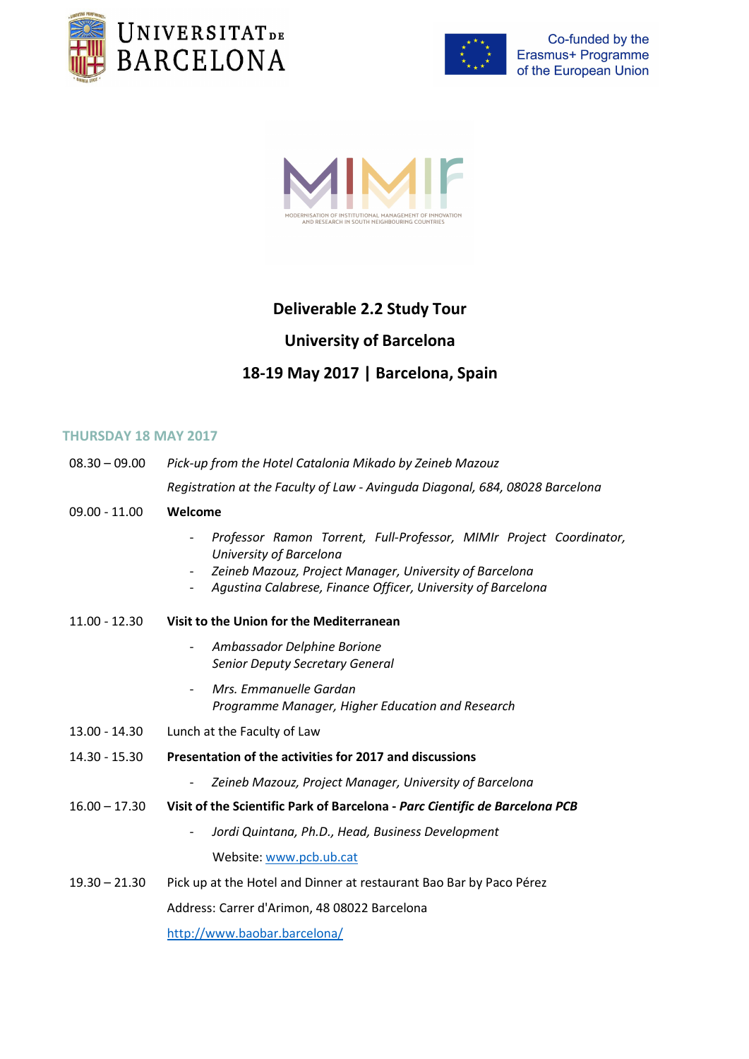UNIVERSITAT DE BARCELONA

Co-funded by the Erasmus+ Programme of the European Union

MIMIr

MODERNISATION OF INSTITUTIONAL MANAGEMENT OF INNOVATION AND RESEARCH IN SOUTH NEIGHBOURING COUNTRIES

# Deliverable 2.2 Study Tour

## University of Barcelona

## 18-19 May 2017 | Barcelona, Spain

### THURSDAY 18 MAY 2017

08.30 – 09.00 *Pick-up from the Hotel Catalonia Mikado by Zeineb Mazouz*

*Registration at the Faculty of Law - Avinguda Diagonal, 684, 08028 Barcelona*

09.00 - 11.00 **Welcome**

- *Professor Ramon Torrent, Full-Professor, MIMIr Project Coordinator, University of Barcelona*
- *Zeineb Mazouz, Project Manager, University of Barcelona*
- *Agustina Calabrese, Finance Officer, University of Barcelona*

11.00 - 12.30 **Visit to the Union for the Mediterranean**

- *Ambassador Delphine Borione*
  *Senior Deputy Secretary General*
- *Mrs. Emmanuelle Gardan*
  *Programme Manager, Higher Education and Research*

13.00 - 14.30 Lunch at the Faculty of Law

14.30 - 15.30 **Presentation of the activities for 2017 and discussions**

- *Zeineb Mazouz, Project Manager, University of Barcelona*

16.00 – 17.30 **Visit of the Scientific Park of Barcelona - *Parc Cientific de Barcelona PCB***

- *Jordi Quintana, Ph.D., Head, Business Development*

  Website: www.pcb.ub.cat

19.30 – 21.30 Pick up at the Hotel and Dinner at restaurant Bao Bar by Paco Pérez

Address: Carrer d'Arimon, 48 08022 Barcelona

http://www.baobar.barcelona/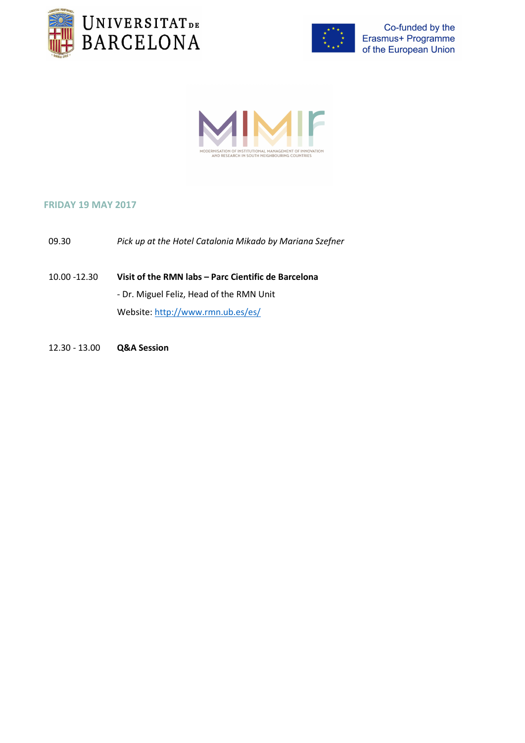UNIVERSITAT DE BARCELONA

Co-funded by the Erasmus+ Programme of the European Union

MIMIr

MODERNISATION OF INSTITUTIONAL MANAGEMENT OF INNOVATION AND RESEARCH IN SOUTH NEIGHBOURING COUNTRIES

## FRIDAY 19 MAY 2017

| | |
|---|---|
| 09.30 | *Pick up at the Hotel Catalonia Mikado by Mariana Szefner* |
| 10.00 -12.30 | **Visit of the RMN labs – Parc Cientific de Barcelona**<br>- Dr. Miguel Feliz, Head of the RMN Unit<br>Website: http://www.rmn.ub.es/es/ |
| 12.30 - 13.00 | **Q&A Session** |